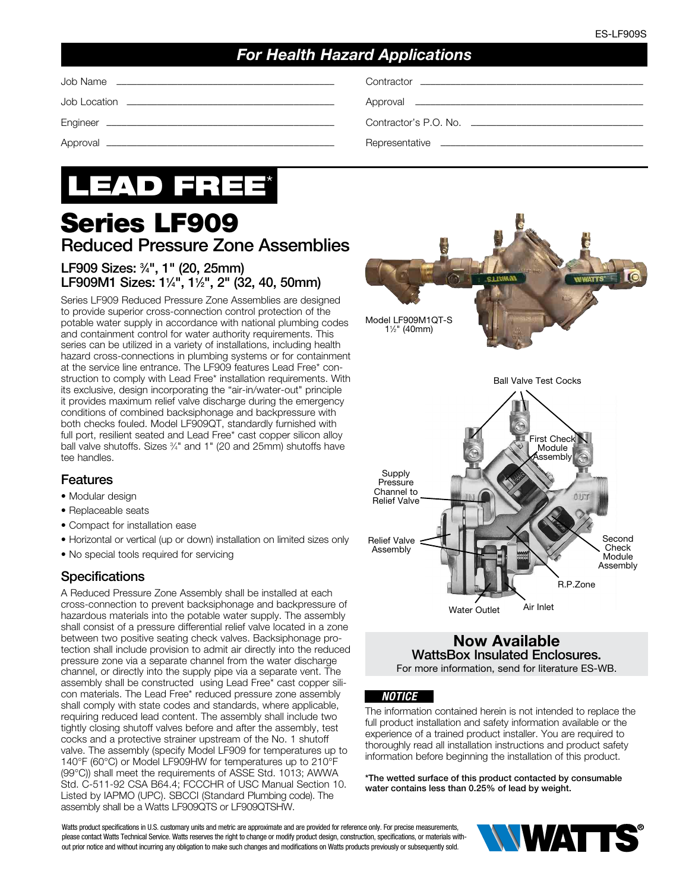ES-LF909S

## *For Health Hazard Applications*

| | | | |
|---|---|---|---|
| Job Name | | Contractor | |
| Job Location | | Approval | |
| Engineer | | Contractor's P.O. No. | |
| Approval | | Representative | |

# LEAD FREE*

# Series LF909

## Reduced Pressure Zone Assemblies

### LF909 Sizes: ¾", 1" (20, 25mm)
### LF909M1 Sizes: 1¼", 1½", 2" (32, 40, 50mm)

Series LF909 Reduced Pressure Zone Assemblies are designed to provide superior cross-connection control protection of the potable water supply in accordance with national plumbing codes and containment control for water authority requirements. This series can be utilized in a variety of installations, including health hazard cross-connections in plumbing systems or for containment at the service line entrance. The LF909 features Lead Free* construction to comply with Lead Free* installation requirements. With its exclusive, design incorporating the "air-in/water-out" principle it provides maximum relief valve discharge during the emergency conditions of combined backsiphonage and backpressure with both checks fouled. Model LF909QT, standardly furnished with full port, resilient seated and Lead Free* cast copper silicon alloy ball valve shutoffs. Sizes ¾" and 1" (20 and 25mm) shutoffs have tee handles.

### Features

- Modular design
- Replaceable seats
- Compact for installation ease
- Horizontal or vertical (up or down) installation on limited sizes only
- No special tools required for servicing

### Specifications

A Reduced Pressure Zone Assembly shall be installed at each cross-connection to prevent backsiphonage and backpressure of hazardous materials into the potable water supply. The assembly shall consist of a pressure differential relief valve located in a zone between two positive seating check valves. Backsiphonage protection shall include provision to admit air directly into the reduced pressure zone via a separate channel from the water discharge channel, or directly into the supply pipe via a separate vent. The assembly shall be constructed using Lead Free* cast copper silicon materials. The Lead Free* reduced pressure zone assembly shall comply with state codes and standards, where applicable, requiring reduced lead content. The assembly shall include two tightly closing shutoff valves before and after the assembly, test cocks and a protective strainer upstream of the No. 1 shutoff valve. The assembly (specify Model LF909 for temperatures up to 140°F (60°C) or Model LF909HW for temperatures up to 210°F (99°C)) shall meet the requirements of ASSE Std. 1013; AWWA Std. C-511-92 CSA B64.4; FCCCHR of USC Manual Section 10. Listed by IAPMO (UPC). SBCCI (Standard Plumbing code). The assembly shall be a Watts LF909QTS or LF909QTSHW.

Model LF909M1QT-S
1½" (40mm)

Ball Valve Test Cocks
First Check Module Assembly
Supply Pressure Channel to Relief Valve
Relief Valve Assembly
Second Check Module Assembly
R.P.Zone
Water Outlet
Air Inlet

**Now Available**
**WattsBox Insulated Enclosures.**
For more information, send for literature ES-WB.

***NOTICE***

The information contained herein is not intended to replace the full product installation and safety information available or the experience of a trained product installer. You are required to thoroughly read all installation instructions and product safety information before beginning the installation of this product.

**\*The wetted surface of this product contacted by consumable water contains less than 0.25% of lead by weight.**

Watts product specifications in U.S. customary units and metric are approximate and are provided for reference only. For precise measurements, please contact Watts Technical Service. Watts reserves the right to change or modify product design, construction, specifications, or materials without prior notice and without incurring any obligation to make such changes and modifications on Watts products previously or subsequently sold.

WATTS®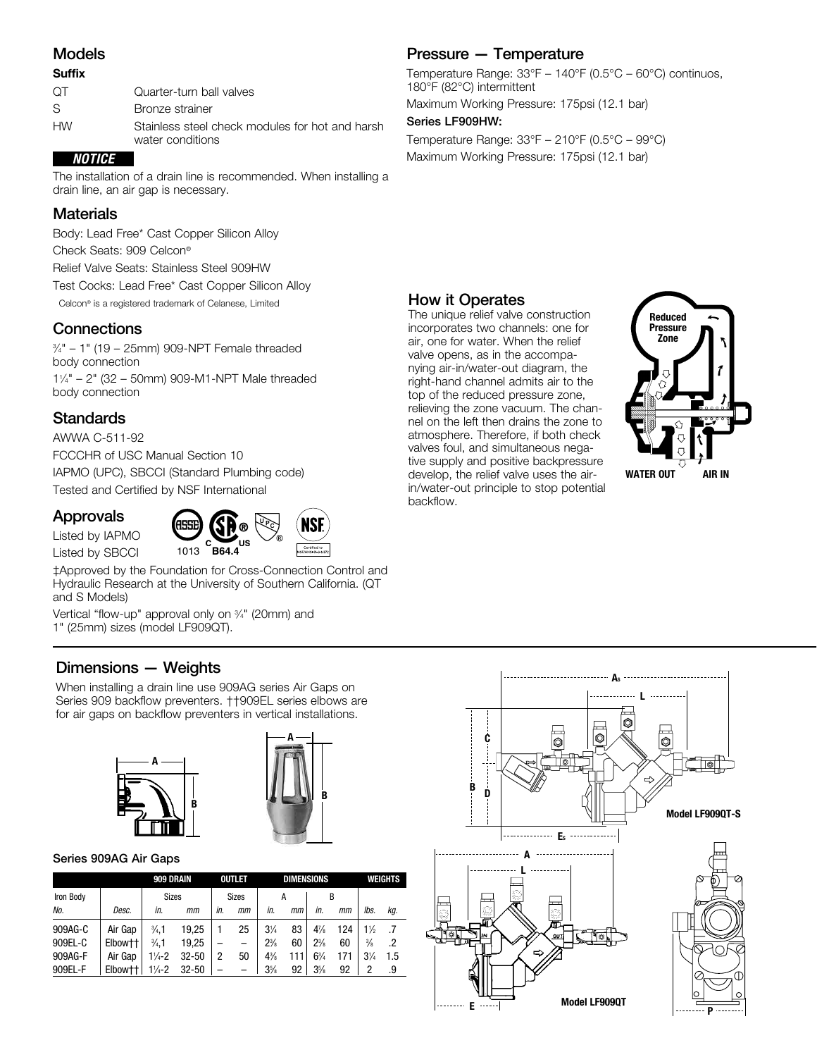## Models

**Suffix**

| | |
|---|---|
| QT | Quarter-turn ball valves |
| S | Bronze strainer |
| HW | Stainless steel check modules for hot and harsh water conditions |

**NOTICE**

The installation of a drain line is recommended. When installing a drain line, an air gap is necessary.

## Materials

Body: Lead Free* Cast Copper Silicon Alloy

Check Seats: 909 Celcon®

Relief Valve Seats: Stainless Steel 909HW

Test Cocks: Lead Free* Cast Copper Silicon Alloy

Celcon® is a registered trademark of Celanese, Limited

## Connections

¾" – 1" (19 – 25mm) 909-NPT Female threaded body connection

1¼" – 2" (32 – 50mm) 909-M1-NPT Male threaded body connection

## Standards

AWWA C-511-92

FCCCHR of USC Manual Section 10

IAPMO (UPC), SBCCI (Standard Plumbing code)

Tested and Certified by NSF International

## Approvals

Listed by IAPMO

Listed by SBCCI

1013 B64.4

‡Approved by the Foundation for Cross-Connection Control and Hydraulic Research at the University of Southern California. (QT and S Models)

Vertical "flow-up" approval only on ¾" (20mm) and 1" (25mm) sizes (model LF909QT).

## Pressure — Temperature

Temperature Range: 33°F – 140°F (0.5°C – 60°C) continuos, 180°F (82°C) intermittent

Maximum Working Pressure: 175psi (12.1 bar)

**Series LF909HW:**

Temperature Range: 33°F – 210°F (0.5°C – 99°C)

Maximum Working Pressure: 175psi (12.1 bar)

## How it Operates

The unique relief valve construction incorporates two channels: one for air, one for water. When the relief valve opens, as in the accompanying air-in/water-out diagram, the right-hand channel admits air to the top of the reduced pressure zone, relieving the zone vacuum. The channel on the left then drains the zone to atmosphere. Therefore, if both check valves foul, and simultaneous negative supply and positive backpressure develop, the relief valve uses the air-in/water-out principle to stop potential backflow.

Reduced Pressure Zone

WATER OUT AIR IN

## Dimensions — Weights

When installing a drain line use 909AG series Air Gaps on Series 909 backflow preventers. ††909EL series elbows are for air gaps on backflow preventers in vertical installations.

**Series 909AG Air Gaps**

| Iron Body | | 909 DRAIN | | OUTLET | | DIMENSIONS | | | | WEIGHTS | |
|---|---|---|---|---|---|---|---|---|---|---|---|
| | | Sizes | | Sizes | | A | | B | | | |
| No. | Desc. | in. | mm | in. | mm | in. | mm | in. | mm | lbs. | kg. |
| 909AG-C | Air Gap | ¾,1 | 19,25 | 1 | 25 | 3¼ | 83 | 4⅞ | 124 | 1½ | .7 |
| 909EL-C | Elbow†† | ¾,1 | 19,25 | – | – | 2⅜ | 60 | 2⅜ | 60 | ⅜ | .2 |
| 909AG-F | Air Gap | 1¼-2 | 32-50 | 2 | 50 | 4⅜ | 111 | 6¾ | 171 | 3¼ | 1.5 |
| 909EL-F | Elbow†† | 1¼-2 | 32-50 | – | – | 3⅝ | 92 | 3⅝ | 92 | 2 | .9 |

Model LF909QT-S

Model LF909QT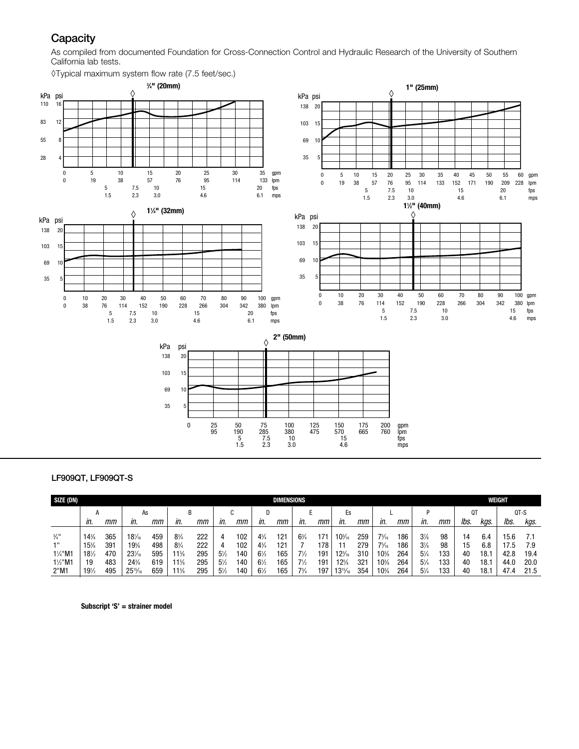## Capacity

As compiled from documented Foundation for Cross-Connection Control and Hydraulic Research of the University of Southern California lab tests.

◊Typical maximum system flow rate (7.5 feet/sec.)

**¾" (20mm)**

**1" (25mm)**

**1¼" (32mm)**

**1½" (40mm)**

**2" (50mm)**

---

### LF909QT, LF909QT-S

| SIZE (DN) | DIMENSIONS | | | | | | | | | | | | | | | | | | WEIGHT | | | |
|---|---|---|---|---|---|---|---|---|---|---|---|---|---|---|---|---|---|---|---|---|---|---|
| | A | | As | | B | | C | | D | | E | | Es | | L | | P | | QT | | QT-S | |
| | *in.* | *mm* | *in.* | *mm* | *in.* | *mm* | *in.* | *mm* | *in.* | *mm* | *in.* | *mm* | *in.* | *mm* | *in.* | *mm* | *in.* | *mm* | *lbs.* | *kgs.* | *lbs.* | *kgs.* |
| ¾" | 14⅜ | 365 | 18$\frac{1}{16}$ | 459 | 8¾ | 222 | 4 | 102 | 4¾ | 121 | 6¾ | 171 | 10$\frac{3}{16}$ | 259 | 7$\frac{5}{16}$ | 186 | 3⅞ | 98 | 14 | 6.4 | 15.6 | 7.1 |
| 1" | 15⅜ | 391 | 19⅝ | 498 | 8¾ | 222 | 4 | 102 | 4¾ | 121 | 7 | 178 | 11 | 279 | 7$\frac{5}{16}$ | 186 | 3⅞ | 98 | 15 | 6.8 | 17.5 | 7.9 |
| 1¼"M1 | 18½ | 470 | 23$\frac{7}{16}$ | 595 | 11⅝ | 295 | 5½ | 140 | 6½ | 165 | 7½ | 191 | 12$\frac{3}{16}$ | 310 | 10⅜ | 264 | 5¼ | 133 | 40 | 18.1 | 42.8 | 19.4 |
| 1½"M1 | 19 | 483 | 24⅜ | 619 | 11⅝ | 295 | 5½ | 140 | 6½ | 165 | 7½ | 191 | 12⅝ | 321 | 10⅜ | 264 | 5¼ | 133 | 40 | 18.1 | 44.0 | 20.0 |
| 2"M1 | 19½ | 495 | 25$\frac{15}{16}$ | 659 | 11⅝ | 295 | 5½ | 140 | 6½ | 165 | 7¾ | 197 | 13$\frac{15}{16}$ | 354 | 10⅜ | 264 | 5¼ | 133 | 40 | 18.1 | 47.4 | 21.5 |

**Subscript 'S' = strainer model**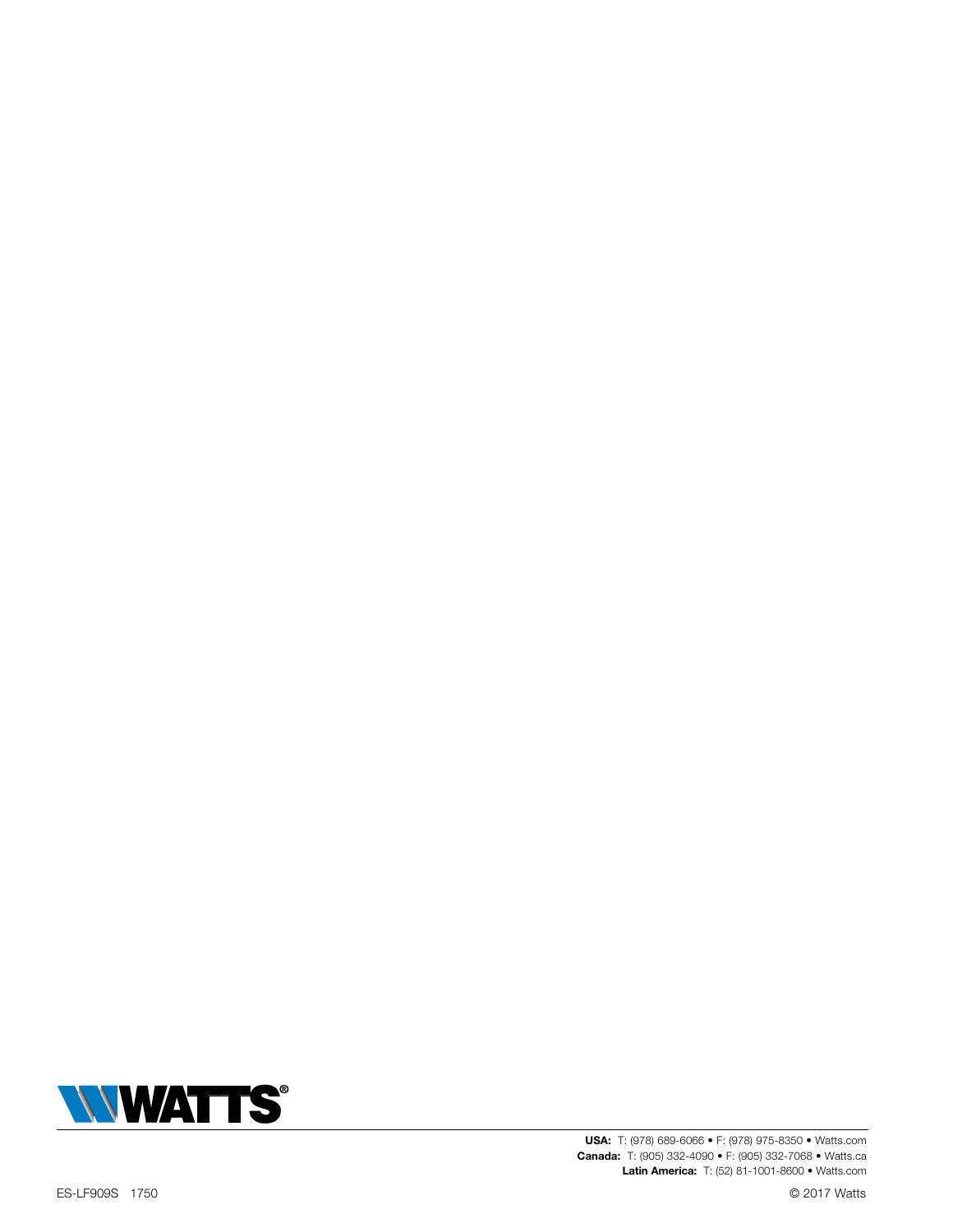WATTS®

**USA:** T: (978) 689-6066 • F: (978) 975-8350 • Watts.com
**Canada:** T: (905) 332-4090 • F: (905) 332-7068 • Watts.ca
**Latin America:** T: (52) 81-1001-8600 • Watts.com

ES-LF909S 1750

© 2017 Watts